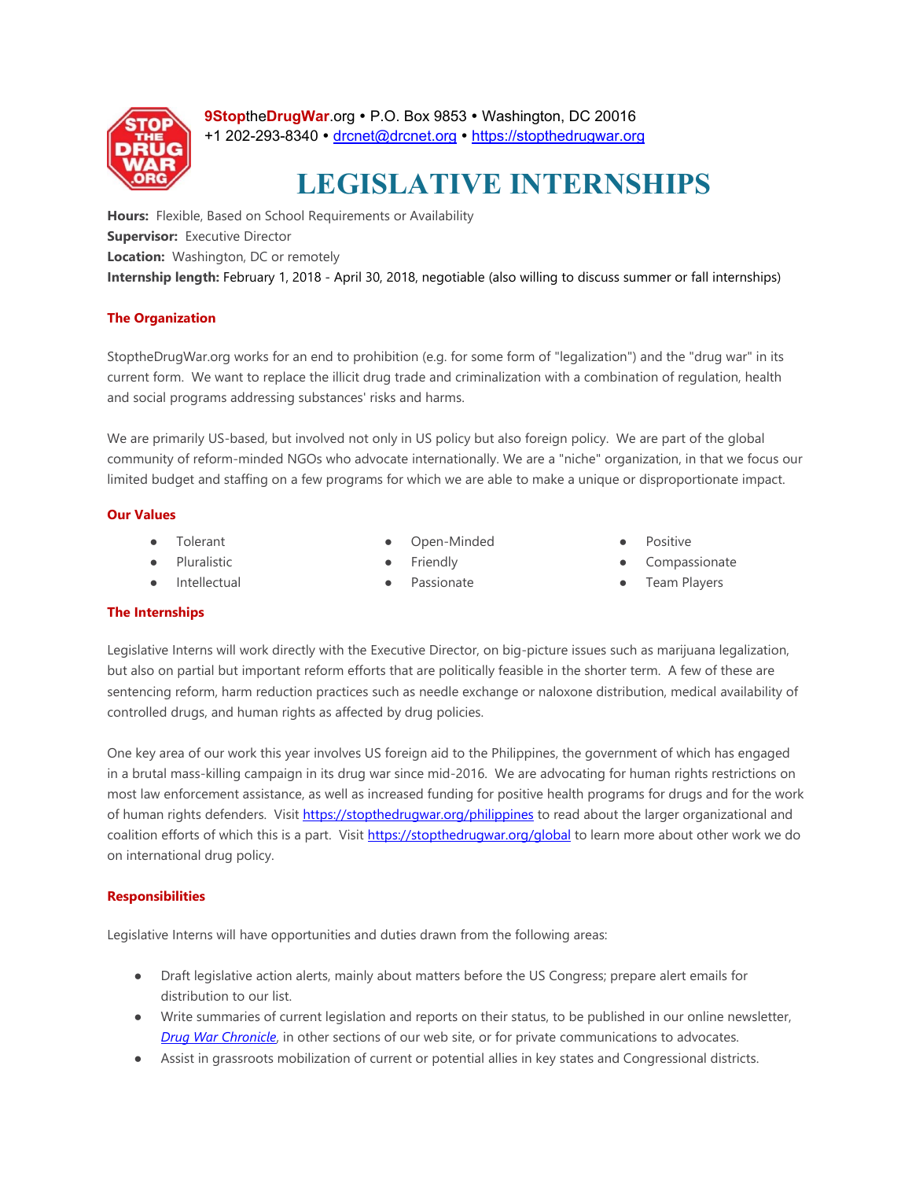9StoptheDrugWar.org • P.O. Box 9853 • Washington, DC 20016
+1 202-293-8340 • drcnet@drcnet.org • https://stopthedrugwar.org

# LEGISLATIVE INTERNSHIPS

**Hours:** Flexible, Based on School Requirements or Availability
**Supervisor:** Executive Director
**Location:** Washington, DC or remotely
**Internship length:** February 1, 2018 - April 30, 2018, negotiable (also willing to discuss summer or fall internships)

## The Organization

StoptheDrugWar.org works for an end to prohibition (e.g. for some form of "legalization") and the "drug war" in its current form. We want to replace the illicit drug trade and criminalization with a combination of regulation, health and social programs addressing substances' risks and harms.

We are primarily US-based, but involved not only in US policy but also foreign policy. We are part of the global community of reform-minded NGOs who advocate internationally. We are a "niche" organization, in that we focus our limited budget and staffing on a few programs for which we are able to make a unique or disproportionate impact.

## Our Values

- Tolerant
- Pluralistic
- Intellectual
- Open-Minded
- Friendly
- Passionate
- Positive
- Compassionate
- Team Players

## The Internships

Legislative Interns will work directly with the Executive Director, on big-picture issues such as marijuana legalization, but also on partial but important reform efforts that are politically feasible in the shorter term. A few of these are sentencing reform, harm reduction practices such as needle exchange or naloxone distribution, medical availability of controlled drugs, and human rights as affected by drug policies.

One key area of our work this year involves US foreign aid to the Philippines, the government of which has engaged in a brutal mass-killing campaign in its drug war since mid-2016. We are advocating for human rights restrictions on most law enforcement assistance, as well as increased funding for positive health programs for drugs and for the work of human rights defenders. Visit https://stopthedrugwar.org/philippines to read about the larger organizational and coalition efforts of which this is a part. Visit https://stopthedrugwar.org/global to learn more about other work we do on international drug policy.

## Responsibilities

Legislative Interns will have opportunities and duties drawn from the following areas:

- Draft legislative action alerts, mainly about matters before the US Congress; prepare alert emails for distribution to our list.
- Write summaries of current legislation and reports on their status, to be published in our online newsletter, *Drug War Chronicle*, in other sections of our web site, or for private communications to advocates.
- Assist in grassroots mobilization of current or potential allies in key states and Congressional districts.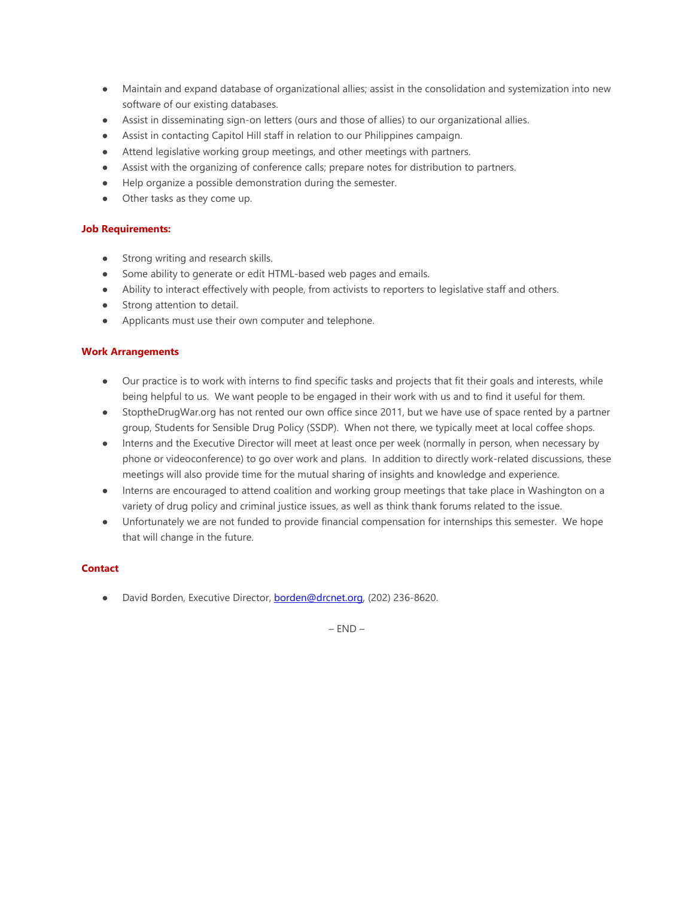- Maintain and expand database of organizational allies; assist in the consolidation and systemization into new software of our existing databases.
- Assist in disseminating sign-on letters (ours and those of allies) to our organizational allies.
- Assist in contacting Capitol Hill staff in relation to our Philippines campaign.
- Attend legislative working group meetings, and other meetings with partners.
- Assist with the organizing of conference calls; prepare notes for distribution to partners.
- Help organize a possible demonstration during the semester.
- Other tasks as they come up.

**Job Requirements:**

- Strong writing and research skills.
- Some ability to generate or edit HTML-based web pages and emails.
- Ability to interact effectively with people, from activists to reporters to legislative staff and others.
- Strong attention to detail.
- Applicants must use their own computer and telephone.

**Work Arrangements**

- Our practice is to work with interns to find specific tasks and projects that fit their goals and interests, while being helpful to us. We want people to be engaged in their work with us and to find it useful for them.
- StoptheDrugWar.org has not rented our own office since 2011, but we have use of space rented by a partner group, Students for Sensible Drug Policy (SSDP). When not there, we typically meet at local coffee shops.
- Interns and the Executive Director will meet at least once per week (normally in person, when necessary by phone or videoconference) to go over work and plans. In addition to directly work-related discussions, these meetings will also provide time for the mutual sharing of insights and knowledge and experience.
- Interns are encouraged to attend coalition and working group meetings that take place in Washington on a variety of drug policy and criminal justice issues, as well as think thank forums related to the issue.
- Unfortunately we are not funded to provide financial compensation for internships this semester. We hope that will change in the future.

**Contact**

- David Borden, Executive Director, borden@drcnet.org, (202) 236-8620.

– END –